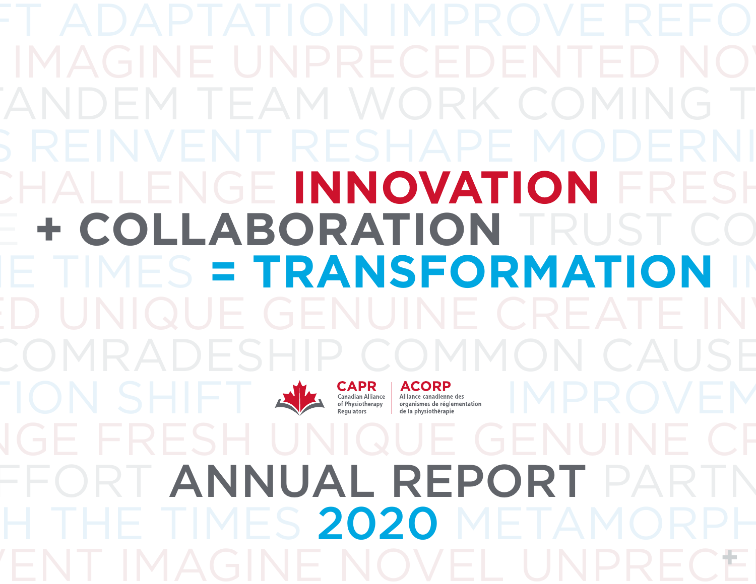# INNOVATION + COLLABORATION = TRANSFORMATION

CAPR
Canadian Alliance of Physiotherapy Regulators

ACORP
Alliance canadienne des organismes de réglementation de la physiothérapie

# ANNUAL REPORT 2020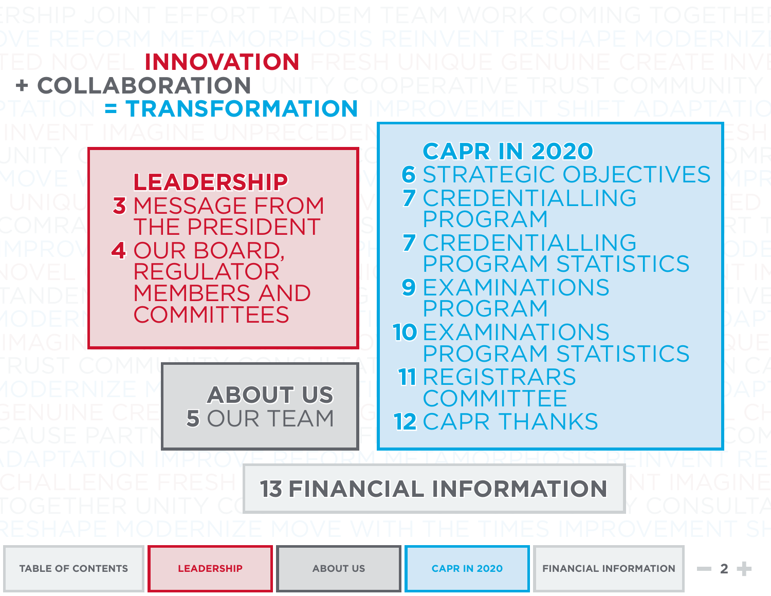**INNOVATION**
**+ COLLABORATION**
**= TRANSFORMATION**

## LEADERSHIP

- 3 MESSAGE FROM THE PRESIDENT
- 4 OUR BOARD, REGULATOR MEMBERS AND COMMITTEES

## ABOUT US

- 5 OUR TEAM

## CAPR IN 2020

- 6 STRATEGIC OBJECTIVES
- 7 CREDENTIALLING PROGRAM
- 7 CREDENTIALLING PROGRAM STATISTICS
- 9 EXAMINATIONS PROGRAM
- 10 EXAMINATIONS PROGRAM STATISTICS
- 11 REGISTRARS COMMITTEE
- 12 CAPR THANKS

## 13 FINANCIAL INFORMATION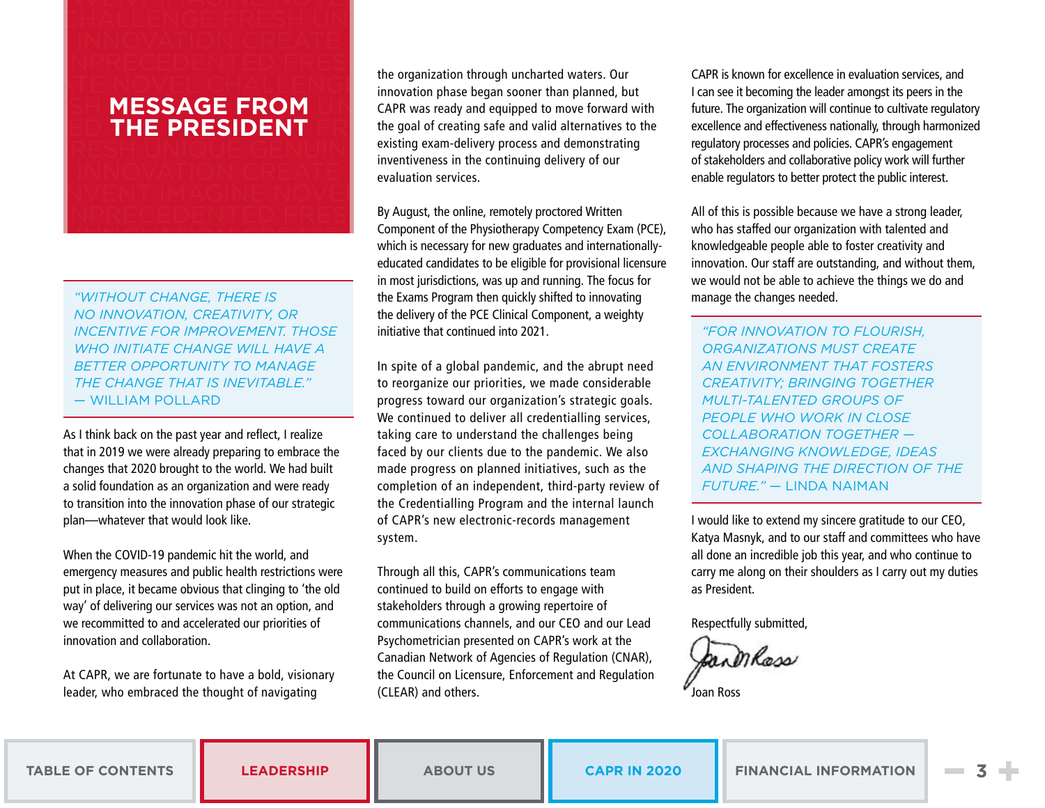# MESSAGE FROM THE PRESIDENT

> *"WITHOUT CHANGE, THERE IS NO INNOVATION, CREATIVITY, OR INCENTIVE FOR IMPROVEMENT. THOSE WHO INITIATE CHANGE WILL HAVE A BETTER OPPORTUNITY TO MANAGE THE CHANGE THAT IS INEVITABLE."* — WILLIAM POLLARD

As I think back on the past year and reflect, I realize that in 2019 we were already preparing to embrace the changes that 2020 brought to the world. We had built a solid foundation as an organization and were ready to transition into the innovation phase of our strategic plan—whatever that would look like.

When the COVID-19 pandemic hit the world, and emergency measures and public health restrictions were put in place, it became obvious that clinging to 'the old way' of delivering our services was not an option, and we recommitted to and accelerated our priorities of innovation and collaboration.

At CAPR, we are fortunate to have a bold, visionary leader, who embraced the thought of navigating the organization through uncharted waters. Our innovation phase began sooner than planned, but CAPR was ready and equipped to move forward with the goal of creating safe and valid alternatives to the existing exam-delivery process and demonstrating inventiveness in the continuing delivery of our evaluation services.

By August, the online, remotely proctored Written Component of the Physiotherapy Competency Exam (PCE), which is necessary for new graduates and internationally-educated candidates to be eligible for provisional licensure in most jurisdictions, was up and running. The focus for the Exams Program then quickly shifted to innovating the delivery of the PCE Clinical Component, a weighty initiative that continued into 2021.

In spite of a global pandemic, and the abrupt need to reorganize our priorities, we made considerable progress toward our organization's strategic goals. We continued to deliver all credentialling services, taking care to understand the challenges being faced by our clients due to the pandemic. We also made progress on planned initiatives, such as the completion of an independent, third-party review of the Credentialling Program and the internal launch of CAPR's new electronic-records management system.

Through all this, CAPR's communications team continued to build on efforts to engage with stakeholders through a growing repertoire of communications channels, and our CEO and our Lead Psychometrician presented on CAPR's work at the Canadian Network of Agencies of Regulation (CNAR), the Council on Licensure, Enforcement and Regulation (CLEAR) and others.

CAPR is known for excellence in evaluation services, and I can see it becoming the leader amongst its peers in the future. The organization will continue to cultivate regulatory excellence and effectiveness nationally, through harmonized regulatory processes and policies. CAPR's engagement of stakeholders and collaborative policy work will further enable regulators to better protect the public interest.

All of this is possible because we have a strong leader, who has staffed our organization with talented and knowledgeable people able to foster creativity and innovation. Our staff are outstanding, and without them, we would not be able to achieve the things we do and manage the changes needed.

> *"FOR INNOVATION TO FLOURISH, ORGANIZATIONS MUST CREATE AN ENVIRONMENT THAT FOSTERS CREATIVITY; BRINGING TOGETHER MULTI-TALENTED GROUPS OF PEOPLE WHO WORK IN CLOSE COLLABORATION TOGETHER — EXCHANGING KNOWLEDGE, IDEAS AND SHAPING THE DIRECTION OF THE FUTURE."* — LINDA NAIMAN

I would like to extend my sincere gratitude to our CEO, Katya Masnyk, and to our staff and committees who have all done an incredible job this year, and who continue to carry me along on their shoulders as I carry out my duties as President.

Respectfully submitted,

Joan Ross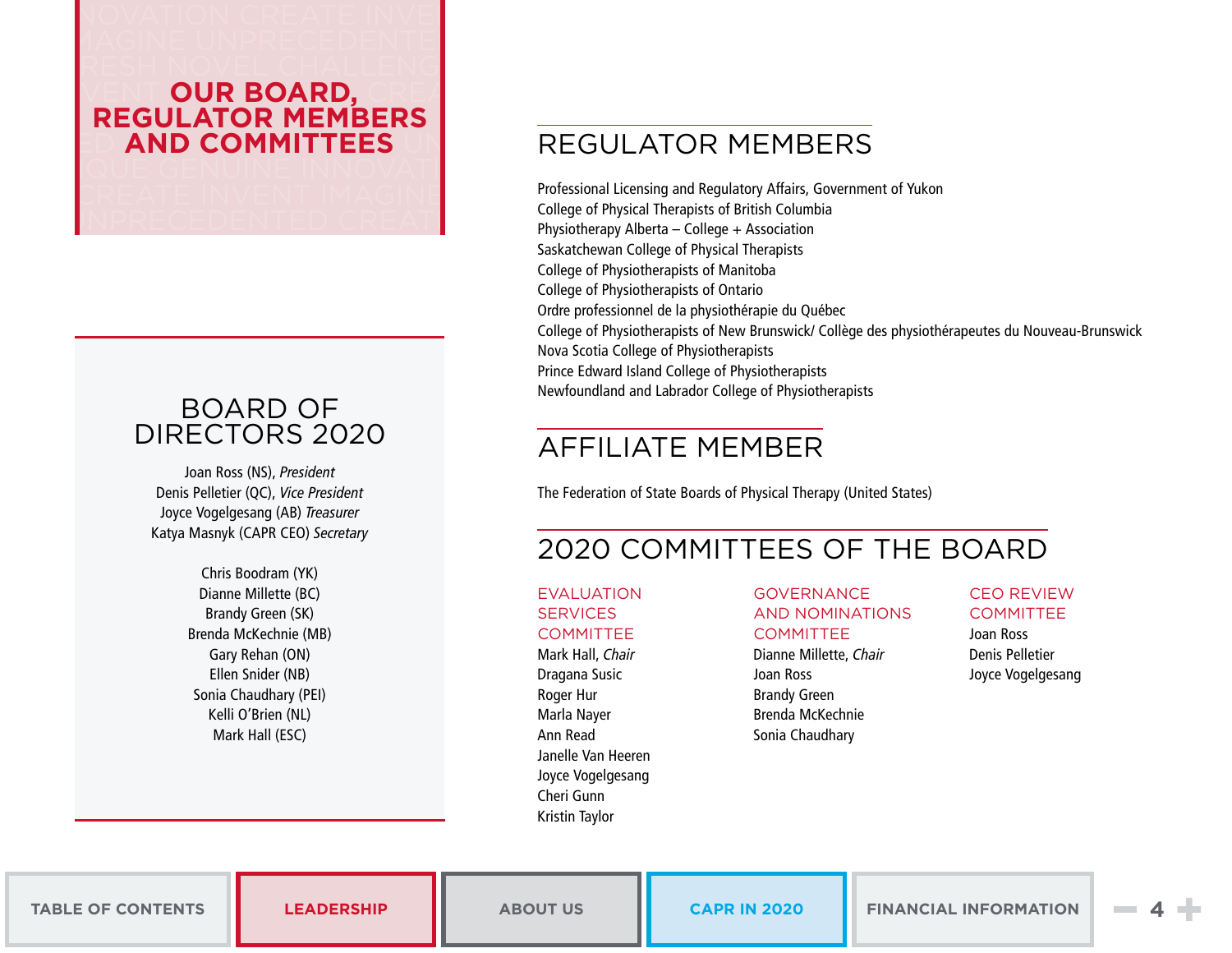# OUR BOARD, REGULATOR MEMBERS AND COMMITTEES

## BOARD OF DIRECTORS 2020

Joan Ross (NS), *President*
Denis Pelletier (QC), *Vice President*
Joyce Vogelgesang (AB) *Treasurer*
Katya Masnyk (CAPR CEO) *Secretary*

Chris Boodram (YK)
Dianne Millette (BC)
Brandy Green (SK)
Brenda McKechnie (MB)
Gary Rehan (ON)
Ellen Snider (NB)
Sonia Chaudhary (PEI)
Kelli O'Brien (NL)
Mark Hall (ESC)

## REGULATOR MEMBERS

Professional Licensing and Regulatory Affairs, Government of Yukon
College of Physical Therapists of British Columbia
Physiotherapy Alberta – College + Association
Saskatchewan College of Physical Therapists
College of Physiotherapists of Manitoba
College of Physiotherapists of Ontario
Ordre professionnel de la physiothérapie du Québec
College of Physiotherapists of New Brunswick/ Collège des physiothérapeutes du Nouveau-Brunswick
Nova Scotia College of Physiotherapists
Prince Edward Island College of Physiotherapists
Newfoundland and Labrador College of Physiotherapists

## AFFILIATE MEMBER

The Federation of State Boards of Physical Therapy (United States)

## 2020 COMMITTEES OF THE BOARD

### EVALUATION SERVICES COMMITTEE

Mark Hall, *Chair*
Dragana Susic
Roger Hur
Marla Nayer
Ann Read
Janelle Van Heeren
Joyce Vogelgesang
Cheri Gunn
Kristin Taylor

### GOVERNANCE AND NOMINATIONS COMMITTEE

Dianne Millette, *Chair*
Joan Ross
Brandy Green
Brenda McKechnie
Sonia Chaudhary

### CEO REVIEW COMMITTEE

Joan Ross
Denis Pelletier
Joyce Vogelgesang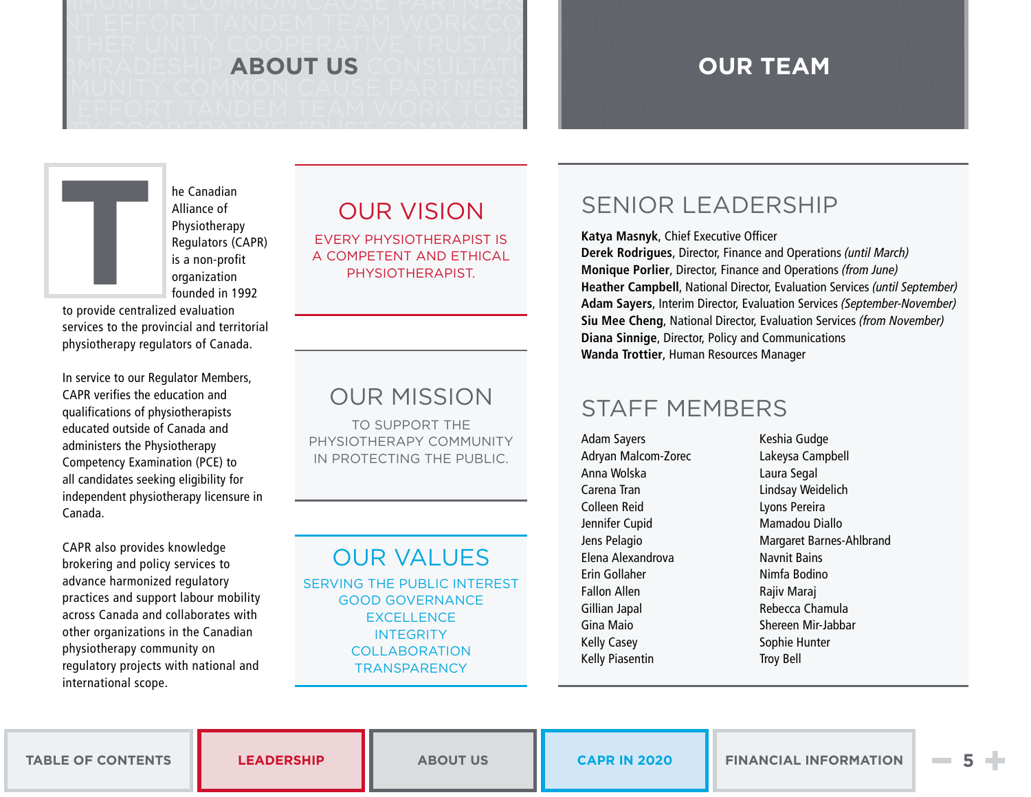# ABOUT US

The Canadian Alliance of Physiotherapy Regulators (CAPR) is a non-profit organization founded in 1992 to provide centralized evaluation services to the provincial and territorial physiotherapy regulators of Canada.

In service to our Regulator Members, CAPR verifies the education and qualifications of physiotherapists educated outside of Canada and administers the Physiotherapy Competency Examination (PCE) to all candidates seeking eligibility for independent physiotherapy licensure in Canada.

CAPR also provides knowledge brokering and policy services to advance harmonized regulatory practices and support labour mobility across Canada and collaborates with other organizations in the Canadian physiotherapy community on regulatory projects with national and international scope.

## OUR VISION

EVERY PHYSIOTHERAPIST IS A COMPETENT AND ETHICAL PHYSIOTHERAPIST.

## OUR MISSION

TO SUPPORT THE PHYSIOTHERAPY COMMUNITY IN PROTECTING THE PUBLIC.

## OUR VALUES

SERVING THE PUBLIC INTEREST
GOOD GOVERNANCE
EXCELLENCE
INTEGRITY
COLLABORATION
TRANSPARENCY

# OUR TEAM

## SENIOR LEADERSHIP

**Katya Masnyk**, Chief Executive Officer
**Derek Rodrigues**, Director, Finance and Operations *(until March)*
**Monique Porlier**, Director, Finance and Operations *(from June)*
**Heather Campbell**, National Director, Evaluation Services *(until September)*
**Adam Sayers**, Interim Director, Evaluation Services *(September-November)*
**Siu Mee Cheng**, National Director, Evaluation Services *(from November)*
**Diana Sinnige**, Director, Policy and Communications
**Wanda Trottier**, Human Resources Manager

## STAFF MEMBERS

Adam Sayers
Adryan Malcom-Zorec
Anna Wolska
Carena Tran
Colleen Reid
Jennifer Cupid
Jens Pelagio
Elena Alexandrova
Erin Gollaher
Fallon Allen
Gillian Japal
Gina Maio
Kelly Casey
Kelly Piasentin
Keshia Gudge
Lakeysa Campbell
Laura Segal
Lindsay Weidelich
Lyons Pereira
Mamadou Diallo
Margaret Barnes-Ahlbrand
Navnit Bains
Nimfa Bodino
Rajiv Maraj
Rebecca Chamula
Shereen Mir-Jabbar
Sophie Hunter
Troy Bell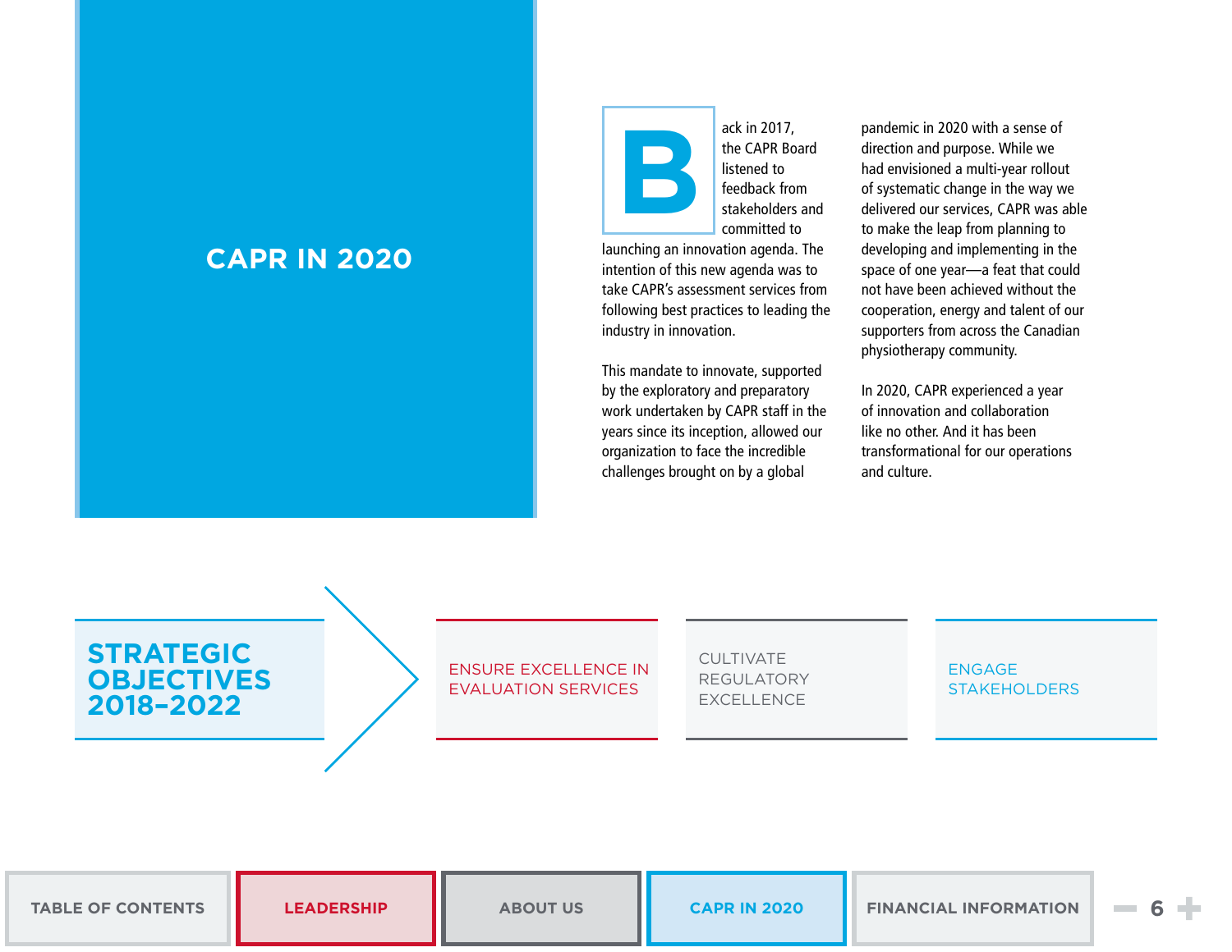# CAPR IN 2020

Back in 2017, the CAPR Board listened to feedback from stakeholders and committed to launching an innovation agenda. The intention of this new agenda was to take CAPR's assessment services from following best practices to leading the industry in innovation.

This mandate to innovate, supported by the exploratory and preparatory work undertaken by CAPR staff in the years since its inception, allowed our organization to face the incredible challenges brought on by a global pandemic in 2020 with a sense of direction and purpose. While we had envisioned a multi-year rollout of systematic change in the way we delivered our services, CAPR was able to make the leap from planning to developing and implementing in the space of one year—a feat that could not have been achieved without the cooperation, energy and talent of our supporters from across the Canadian physiotherapy community.

In 2020, CAPR experienced a year of innovation and collaboration like no other. And it has been transformational for our operations and culture.

## STRATEGIC OBJECTIVES 2018–2022

- ENSURE EXCELLENCE IN EVALUATION SERVICES
- CULTIVATE REGULATORY EXCELLENCE
- ENGAGE STAKEHOLDERS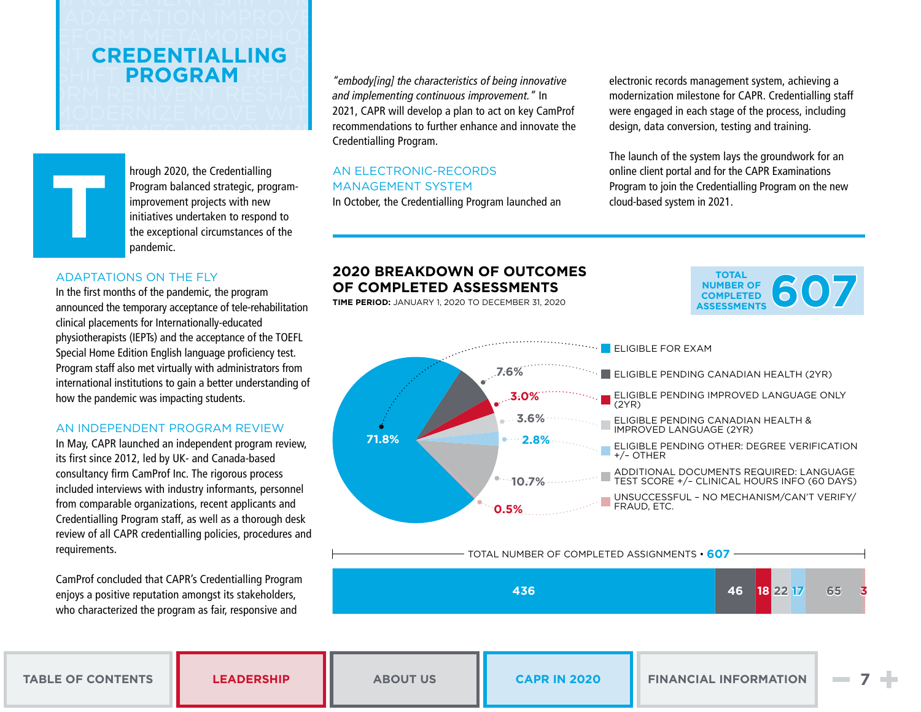# CREDENTIALLING PROGRAM

Through 2020, the Credentialling Program balanced strategic, program-improvement projects with new initiatives undertaken to respond to the exceptional circumstances of the pandemic.

## ADAPTATIONS ON THE FLY

In the first months of the pandemic, the program announced the temporary acceptance of tele-rehabilitation clinical placements for Internationally-educated physiotherapists (IEPTs) and the acceptance of the TOEFL Special Home Edition English language proficiency test. Program staff also met virtually with administrators from international institutions to gain a better understanding of how the pandemic was impacting students.

## AN INDEPENDENT PROGRAM REVIEW

In May, CAPR launched an independent program review, its first since 2012, led by UK- and Canada-based consultancy firm CamProf Inc. The rigorous process included interviews with industry informants, personnel from comparable organizations, recent applicants and Credentialling Program staff, as well as a thorough desk review of all CAPR credentialling policies, procedures and requirements.

CamProf concluded that CAPR's Credentialling Program enjoys a positive reputation amongst its stakeholders, who characterized the program as fair, responsive and *"embody[ing] the characteristics of being innovative and implementing continuous improvement."* In 2021, CAPR will develop a plan to act on key CamProf recommendations to further enhance and innovate the Credentialling Program.

## AN ELECTRONIC-RECORDS MANAGEMENT SYSTEM

In October, the Credentialling Program launched an electronic records management system, achieving a modernization milestone for CAPR. Credentialling staff were engaged in each stage of the process, including design, data conversion, testing and training.

The launch of the system lays the groundwork for an online client portal and for the CAPR Examinations Program to join the Credentialling Program on the new cloud-based system in 2021.

## 2020 BREAKDOWN OF OUTCOMES OF COMPLETED ASSESSMENTS

**TIME PERIOD:** JANUARY 1, 2020 TO DECEMBER 31, 2020

**TOTAL NUMBER OF COMPLETED ASSESSMENTS: 607**

| Outcome | Percentage | Number |
|---|---|---|
| ELIGIBLE FOR EXAM | 71.8% | 436 |
| ELIGIBLE PENDING CANADIAN HEALTH (2YR) | 7.6% | 46 |
| ELIGIBLE PENDING IMPROVED LANGUAGE ONLY (2YR) | 3.0% | 18 |
| ELIGIBLE PENDING CANADIAN HEALTH & IMPROVED LANGUAGE (2YR) | 3.6% | 22 |
| ELIGIBLE PENDING OTHER: DEGREE VERIFICATION +/– OTHER | 2.8% | 17 |
| ADDITIONAL DOCUMENTS REQUIRED: LANGUAGE TEST SCORE +/– CLINICAL HOURS INFO (60 DAYS) | 10.7% | 65 |
| UNSUCCESSFUL – NO MECHANISM/CAN'T VERIFY/ FRAUD, ETC. | 0.5% | 3 |

TOTAL NUMBER OF COMPLETED ASSIGNMENTS • 607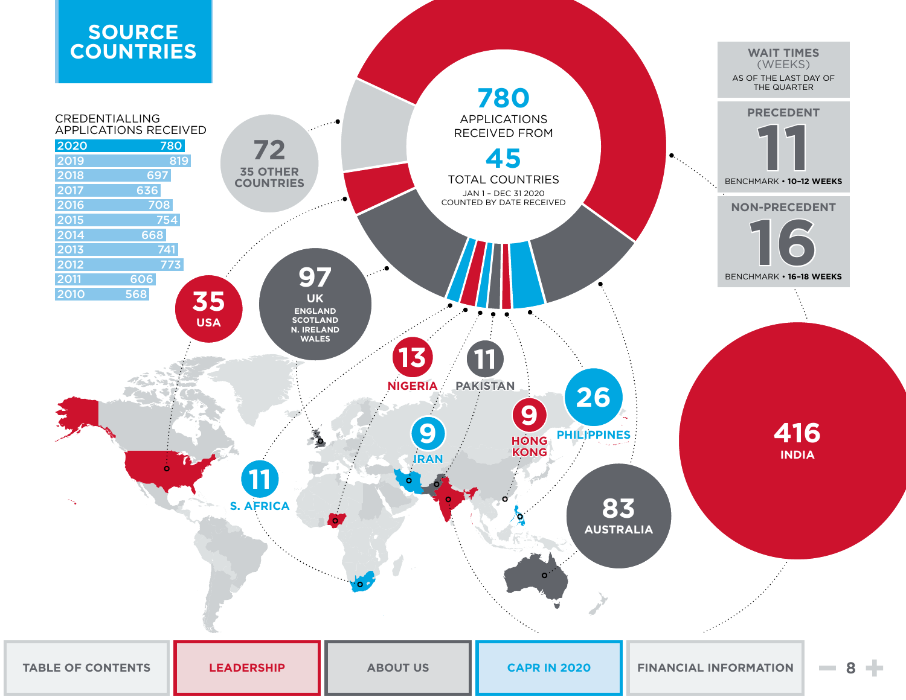# SOURCE COUNTRIES

## CREDENTIALLING APPLICATIONS RECEIVED

| Year | Applications |
|---|---|
| 2020 | 780 |
| 2019 | 819 |
| 2018 | 697 |
| 2017 | 636 |
| 2016 | 708 |
| 2015 | 754 |
| 2014 | 668 |
| 2013 | 741 |
| 2012 | 773 |
| 2011 | 606 |
| 2010 | 568 |

**780** APPLICATIONS RECEIVED FROM **45** TOTAL COUNTRIES

JAN 1 - DEC 31 2020
COUNTED BY DATE RECEIVED

- **416** INDIA
- **97** UK (ENGLAND, SCOTLAND, N. IRELAND, WALES)
- **83** AUSTRALIA
- **72** 35 OTHER COUNTRIES
- **35** USA
- **26** PHILIPPINES
- **13** NIGERIA
- **11** PAKISTAN
- **11** S. AFRICA
- **9** IRAN
- **9** HONG KONG

## WAIT TIMES (WEEKS)

AS OF THE LAST DAY OF THE QUARTER

**PRECEDENT**
**11**
BENCHMARK • **10–12 WEEKS**

**NON-PRECEDENT**
**16**
BENCHMARK • **16–18 WEEKS**

TABLE OF CONTENTS | LEADERSHIP | ABOUT US | CAPR IN 2020 | FINANCIAL INFORMATION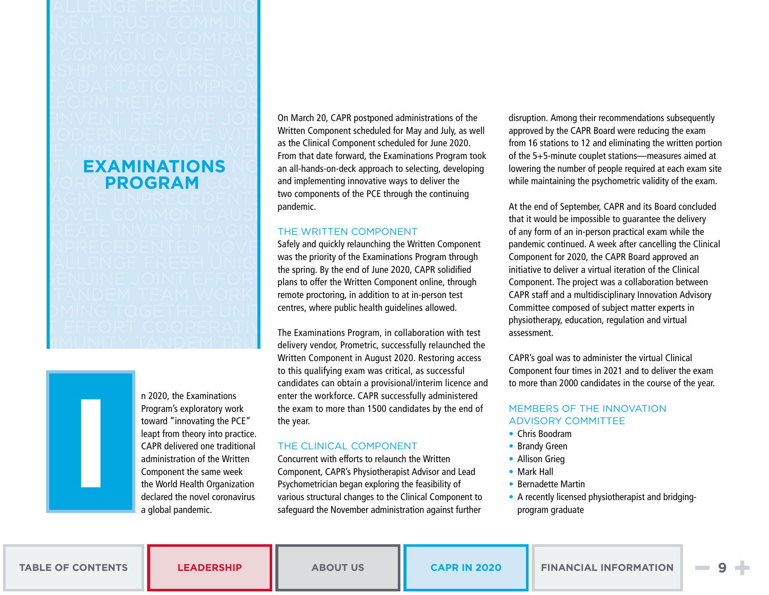# EXAMINATIONS PROGRAM

In 2020, the Examinations Program's exploratory work toward "innovating the PCE" leapt from theory into practice. CAPR delivered one traditional administration of the Written Component the same week the World Health Organization declared the novel coronavirus a global pandemic.

On March 20, CAPR postponed administrations of the Written Component scheduled for May and July, as well as the Clinical Component scheduled for June 2020. From that date forward, the Examinations Program took an all-hands-on-deck approach to selecting, developing and implementing innovative ways to deliver the two components of the PCE through the continuing pandemic.

## THE WRITTEN COMPONENT

Safely and quickly relaunching the Written Component was the priority of the Examinations Program through the spring. By the end of June 2020, CAPR solidified plans to offer the Written Component online, through remote proctoring, in addition to at in-person test centres, where public health guidelines allowed.

The Examinations Program, in collaboration with test delivery vendor, Prometric, successfully relaunched the Written Component in August 2020. Restoring access to this qualifying exam was critical, as successful candidates can obtain a provisional/interim licence and enter the workforce. CAPR successfully administered the exam to more than 1500 candidates by the end of the year.

## THE CLINICAL COMPONENT

Concurrent with efforts to relaunch the Written Component, CAPR's Physiotherapist Advisor and Lead Psychometrician began exploring the feasibility of various structural changes to the Clinical Component to safeguard the November administration against further disruption. Among their recommendations subsequently approved by the CAPR Board were reducing the exam from 16 stations to 12 and eliminating the written portion of the 5+5-minute couplet stations—measures aimed at lowering the number of people required at each exam site while maintaining the psychometric validity of the exam.

At the end of September, CAPR and its Board concluded that it would be impossible to guarantee the delivery of any form of an in-person practical exam while the pandemic continued. A week after cancelling the Clinical Component for 2020, the CAPR Board approved an initiative to deliver a virtual iteration of the Clinical Component. The project was a collaboration between CAPR staff and a multidisciplinary Innovation Advisory Committee composed of subject matter experts in physiotherapy, education, regulation and virtual assessment.

CAPR's goal was to administer the virtual Clinical Component four times in 2021 and to deliver the exam to more than 2000 candidates in the course of the year.

## MEMBERS OF THE INNOVATION ADVISORY COMMITTEE

- Chris Boodram
- Brandy Green
- Allison Grieg
- Mark Hall
- Bernadette Martin
- A recently licensed physiotherapist and bridging-program graduate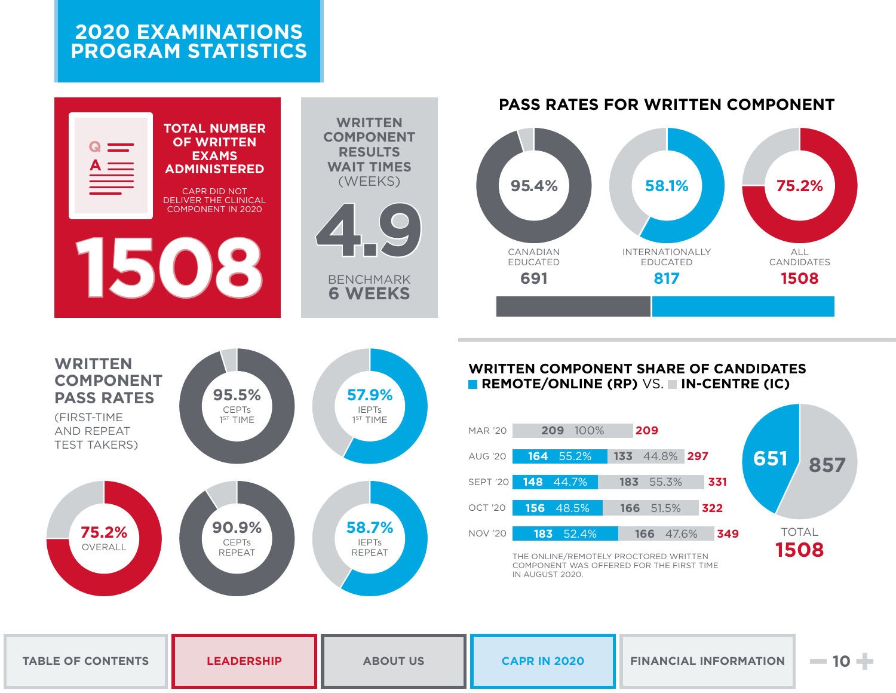# 2020 EXAMINATIONS PROGRAM STATISTICS

## TOTAL NUMBER OF WRITTEN EXAMS ADMINISTERED

CAPR DID NOT DELIVER THE CLINICAL COMPONENT IN 2020

**1508**

## WRITTEN COMPONENT RESULTS WAIT TIMES (WEEKS)

**4.9**

BENCHMARK **6 WEEKS**

## PASS RATES FOR WRITTEN COMPONENT

| | Pass rate | Candidates |
|---|---|---|
| CANADIAN EDUCATED | 95.4% | 691 |
| INTERNATIONALLY EDUCATED | 58.1% | 817 |
| ALL CANDIDATES | 75.2% | 1508 |

## WRITTEN COMPONENT PASS RATES

(FIRST-TIME AND REPEAT TEST TAKERS)

| Group | Pass rate |
|---|---|
| CEPTs 1ST TIME | 95.5% |
| IEPTs 1ST TIME | 57.9% |
| OVERALL | 75.2% |
| CEPTs REPEAT | 90.9% |
| IEPTs REPEAT | 58.7% |

## WRITTEN COMPONENT SHARE OF CANDIDATES REMOTE/ONLINE (RP) VS. IN-CENTRE (IC)

| Month | RP | RP % | IC | IC % | Total |
|---|---|---|---|---|---|
| MAR '20 | | | 209 | 100% | 209 |
| AUG '20 | 164 | 55.2% | 133 | 44.8% | 297 |
| SEPT '20 | 148 | 44.7% | 183 | 55.3% | 331 |
| OCT '20 | 156 | 48.5% | 166 | 51.5% | 322 |
| NOV '20 | 183 | 52.4% | 166 | 47.6% | 349 |

THE ONLINE/REMOTELY PROCTORED WRITTEN COMPONENT WAS OFFERED FOR THE FIRST TIME IN AUGUST 2020.

RP: 651 | IC: 857

TOTAL **1508**

TABLE OF CONTENTS | LEADERSHIP | ABOUT US | CAPR IN 2020 | FINANCIAL INFORMATION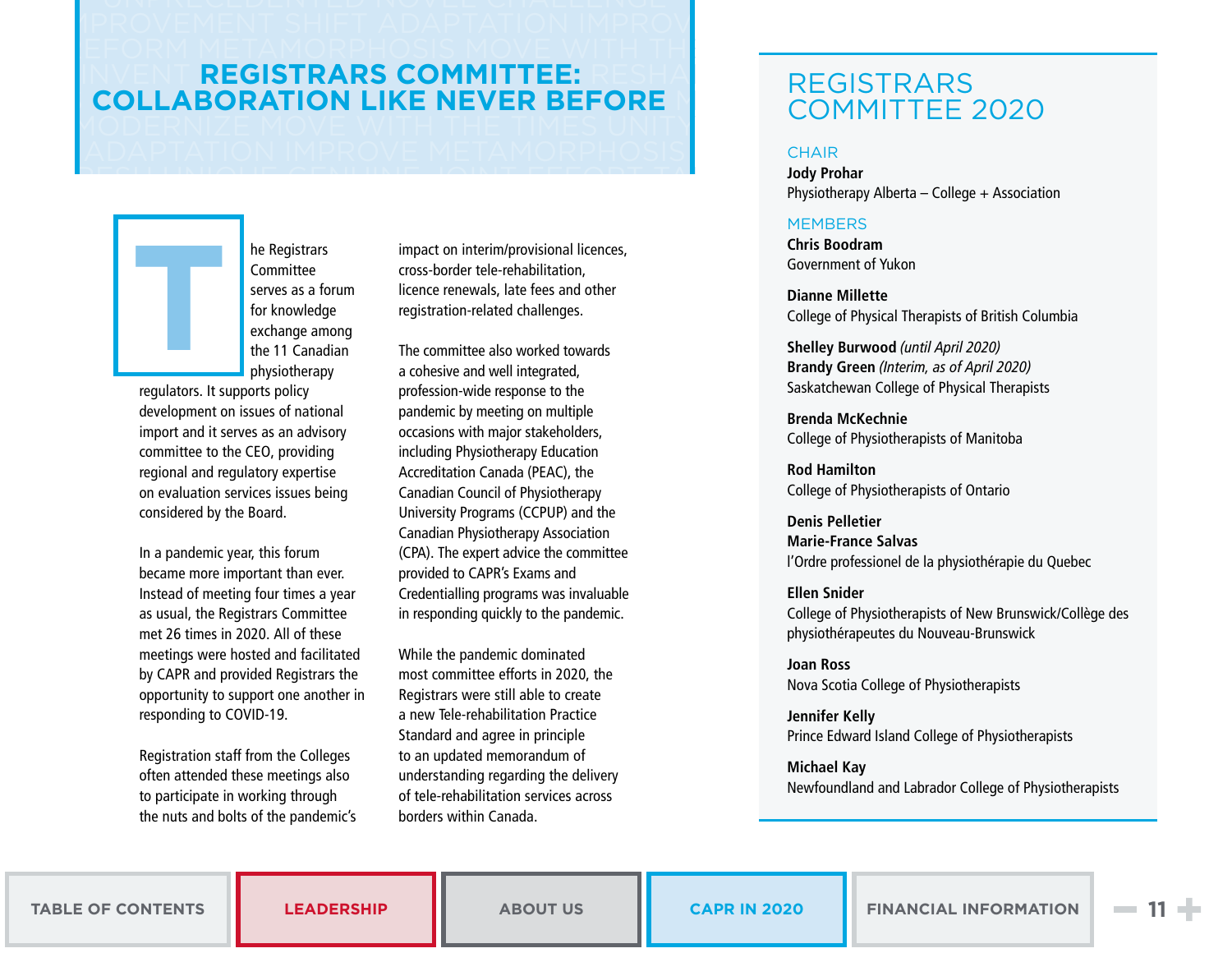# REGISTRARS COMMITTEE: COLLABORATION LIKE NEVER BEFORE

The Registrars Committee serves as a forum for knowledge exchange among the 11 Canadian physiotherapy regulators. It supports policy development on issues of national import and it serves as an advisory committee to the CEO, providing regional and regulatory expertise on evaluation services issues being considered by the Board.

In a pandemic year, this forum became more important than ever. Instead of meeting four times a year as usual, the Registrars Committee met 26 times in 2020. All of these meetings were hosted and facilitated by CAPR and provided Registrars the opportunity to support one another in responding to COVID-19.

Registration staff from the Colleges often attended these meetings also to participate in working through the nuts and bolts of the pandemic's impact on interim/provisional licences, cross-border tele-rehabilitation, licence renewals, late fees and other registration-related challenges.

The committee also worked towards a cohesive and well integrated, profession-wide response to the pandemic by meeting on multiple occasions with major stakeholders, including Physiotherapy Education Accreditation Canada (PEAC), the Canadian Council of Physiotherapy University Programs (CCPUP) and the Canadian Physiotherapy Association (CPA). The expert advice the committee provided to CAPR's Exams and Credentialling programs was invaluable in responding quickly to the pandemic.

While the pandemic dominated most committee efforts in 2020, the Registrars were still able to create a new Tele-rehabilitation Practice Standard and agree in principle to an updated memorandum of understanding regarding the delivery of tele-rehabilitation services across borders within Canada.

## REGISTRARS COMMITTEE 2020

### CHAIR

**Jody Prohar**
Physiotherapy Alberta – College + Association

### MEMBERS

**Chris Boodram**
Government of Yukon

**Dianne Millette**
College of Physical Therapists of British Columbia

**Shelley Burwood** *(until April 2020)*
**Brandy Green** *(Interim, as of April 2020)*
Saskatchewan College of Physical Therapists

**Brenda McKechnie**
College of Physiotherapists of Manitoba

**Rod Hamilton**
College of Physiotherapists of Ontario

**Denis Pelletier**
**Marie-France Salvas**
l'Ordre professionel de la physiothérapie du Quebec

**Ellen Snider**
College of Physiotherapists of New Brunswick/Collège des physiothérapeutes du Nouveau-Brunswick

**Joan Ross**
Nova Scotia College of Physiotherapists

**Jennifer Kelly**
Prince Edward Island College of Physiotherapists

**Michael Kay**
Newfoundland and Labrador College of Physiotherapists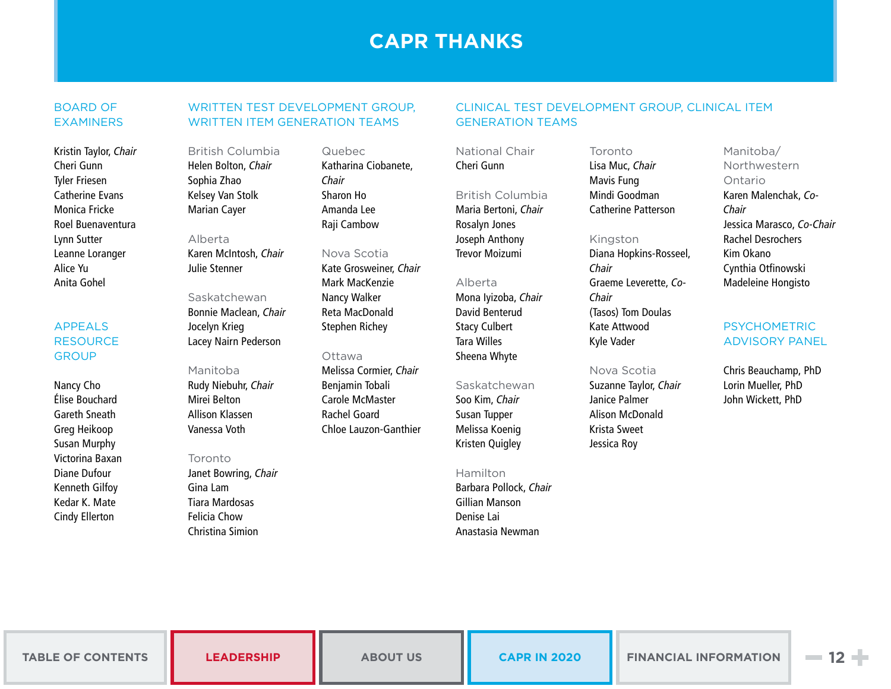# CAPR THANKS

## BOARD OF EXAMINERS

Kristin Taylor, *Chair*
Cheri Gunn
Tyler Friesen
Catherine Evans
Monica Fricke
Roel Buenaventura
Lynn Sutter
Leanne Loranger
Alice Yu
Anita Gohel

## APPEALS RESOURCE GROUP

Nancy Cho
Élise Bouchard
Gareth Sneath
Greg Heikoop
Susan Murphy
Victorina Baxan
Diane Dufour
Kenneth Gilfoy
Kedar K. Mate
Cindy Ellerton

## WRITTEN TEST DEVELOPMENT GROUP, WRITTEN ITEM GENERATION TEAMS

### British Columbia

Helen Bolton, *Chair*
Sophia Zhao
Kelsey Van Stolk
Marian Cayer

### Alberta

Karen McIntosh, *Chair*
Julie Stenner

### Saskatchewan

Bonnie Maclean, *Chair*
Jocelyn Krieg
Lacey Nairn Pederson

### Manitoba

Rudy Niebuhr, *Chair*
Mirei Belton
Allison Klassen
Vanessa Voth

### Toronto

Janet Bowring, *Chair*
Gina Lam
Tiara Mardosas
Felicia Chow
Christina Simion

### Quebec

Katharina Ciobanete, *Chair*
Sharon Ho
Amanda Lee
Raji Cambow

### Nova Scotia

Kate Grosweiner, *Chair*
Mark MacKenzie
Nancy Walker
Reta MacDonald
Stephen Richey

### Ottawa

Melissa Cormier, *Chair*
Benjamin Tobali
Carole McMaster
Rachel Goard
Chloe Lauzon-Ganthier

## CLINICAL TEST DEVELOPMENT GROUP, CLINICAL ITEM GENERATION TEAMS

### National Chair

Cheri Gunn

### British Columbia

Maria Bertoni, *Chair*
Rosalyn Jones
Joseph Anthony
Trevor Moizumi

### Alberta

Mona Iyizoba, *Chair*
David Benterud
Stacy Culbert
Tara Willes
Sheena Whyte

### Saskatchewan

Soo Kim, *Chair*
Susan Tupper
Melissa Koenig
Kristen Quigley

### Hamilton

Barbara Pollock, *Chair*
Gillian Manson
Denise Lai
Anastasia Newman

### Toronto

Lisa Muc, *Chair*
Mavis Fung
Mindi Goodman
Catherine Patterson

### Kingston

Diana Hopkins-Rosseel, *Chair*
Graeme Leverette, *Co-Chair*
(Tasos) Tom Doulas
Kate Attwood
Kyle Vader

### Nova Scotia

Suzanne Taylor, *Chair*
Janice Palmer
Alison McDonald
Krista Sweet
Jessica Roy

### Manitoba/ Northwestern Ontario

Karen Malenchak, *Co-Chair*
Jessica Marasco, *Co-Chair*
Rachel Desrochers
Kim Okano
Cynthia Otfinowski
Madeleine Hongisto

## PSYCHOMETRIC ADVISORY PANEL

Chris Beauchamp, PhD
Lorin Mueller, PhD
John Wickett, PhD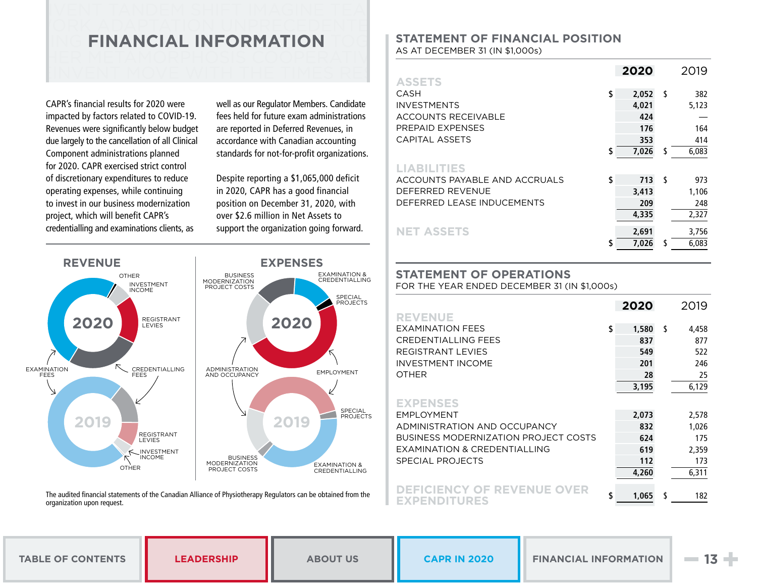# FINANCIAL INFORMATION

CAPR's financial results for 2020 were impacted by factors related to COVID-19. Revenues were significantly below budget due largely to the cancellation of all Clinical Component administrations planned for 2020. CAPR exercised strict control of discretionary expenditures to reduce operating expenses, while continuing to invest in our business modernization project, which will benefit CAPR's credentialling and examinations clients, as well as our Regulator Members. Candidate fees held for future exam administrations are reported in Deferred Revenues, in accordance with Canadian accounting standards for not-for-profit organizations.

Despite reporting a $1,065,000 deficit in 2020, CAPR has a good financial position on December 31, 2020, with over $2.6 million in Net Assets to support the organization going forward.

## REVENUE

2020 / 2019: OTHER, INVESTMENT INCOME, REGISTRANT LEVIES, CREDENTIALLING FEES, EXAMINATION FEES

## EXPENSES

2020 / 2019: BUSINESS MODERNIZATION PROJECT COSTS, EXAMINATION & CREDENTIALLING, SPECIAL PROJECTS, EMPLOYMENT, ADMINISTRATION AND OCCUPANCY

The audited financial statements of the Canadian Alliance of Physiotherapy Regulators can be obtained from the organization upon request.

## STATEMENT OF FINANCIAL POSITION

AS AT DECEMBER 31 (IN $1,000s)

| | 2020 | 2019 |
|---|---|---|
| **ASSETS** | | |
| CASH | $ 2,052 | $ 382 |
| INVESTMENTS | 4,021 | 5,123 |
| ACCOUNTS RECEIVABLE | 424 | — |
| PREPAID EXPENSES | 176 | 164 |
| CAPITAL ASSETS | 353 | 414 |
| | $ 7,026 | $ 6,083 |
| **LIABILITIES** | | |
| ACCOUNTS PAYABLE AND ACCRUALS | $ 713 | $ 973 |
| DEFERRED REVENUE | 3,413 | 1,106 |
| DEFERRED LEASE INDUCEMENTS | 209 | 248 |
| | 4,335 | 2,327 |
| **NET ASSETS** | 2,691 | 3,756 |
| | $ 7,026 | $ 6,083 |

## STATEMENT OF OPERATIONS

FOR THE YEAR ENDED DECEMBER 31 (IN $1,000s)

| | 2020 | 2019 |
|---|---|---|
| **REVENUE** | | |
| EXAMINATION FEES | $ 1,580 | $ 4,458 |
| CREDENTIALLING FEES | 837 | 877 |
| REGISTRANT LEVIES | 549 | 522 |
| INVESTMENT INCOME | 201 | 246 |
| OTHER | 28 | 25 |
| | 3,195 | 6,129 |
| **EXPENSES** | | |
| EMPLOYMENT | 2,073 | 2,578 |
| ADMINISTRATION AND OCCUPANCY | 832 | 1,026 |
| BUSINESS MODERNIZATION PROJECT COSTS | 624 | 175 |
| EXAMINATION & CREDENTIALLING | 619 | 2,359 |
| SPECIAL PROJECTS | 112 | 173 |
| | 4,260 | 6,311 |
| **DEFICIENCY OF REVENUE OVER EXPENDITURES** | $ 1,065 | $ 182 |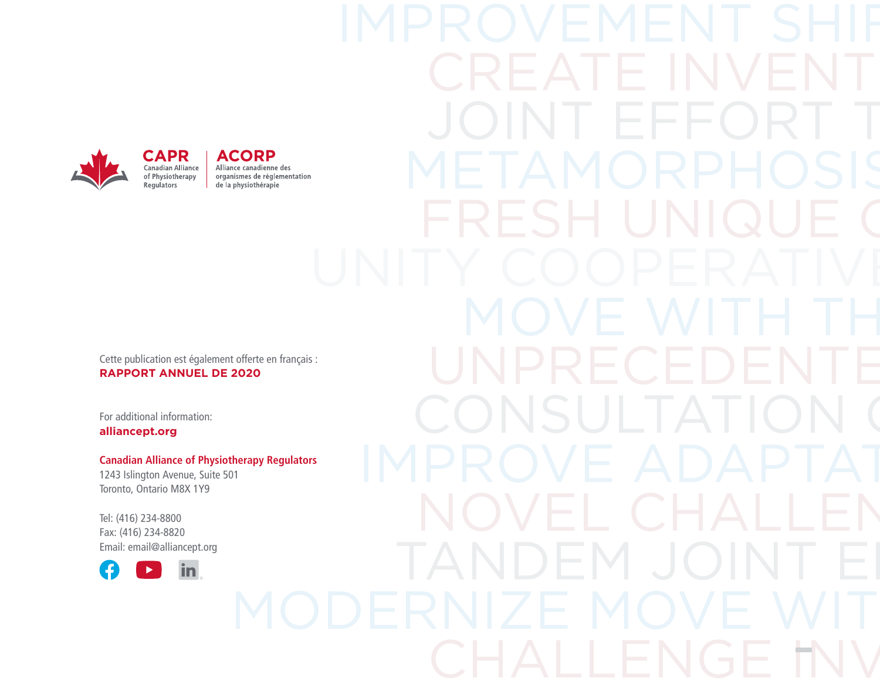CAPR
Canadian Alliance of Physiotherapy Regulators

ACORP
Alliance canadienne des organismes de réglementation de la physiothérapie

IMPROVEMENT SHIF
CREATE INVENT
JOINT EFFORT T
METAMORPHOSIS
FRESH UNIQUE C
UNITY COOPERATIVE
MOVE WITH TH
UNPRECEDENTE
CONSULTATION C
IMPROVE ADAPTAT
NOVEL CHALLEN
TANDEM JOINT EF
MODERNIZE MOVE WIT
CHALLENGE INV

Cette publication est également offerte en français :
**RAPPORT ANNUEL DE 2020**

For additional information:
**alliancept.org**

**Canadian Alliance of Physiotherapy Regulators**
1243 Islington Avenue, Suite 501
Toronto, Ontario M8X 1Y9

Tel: (416) 234-8800
Fax: (416) 234-8820
Email: email@alliancept.org